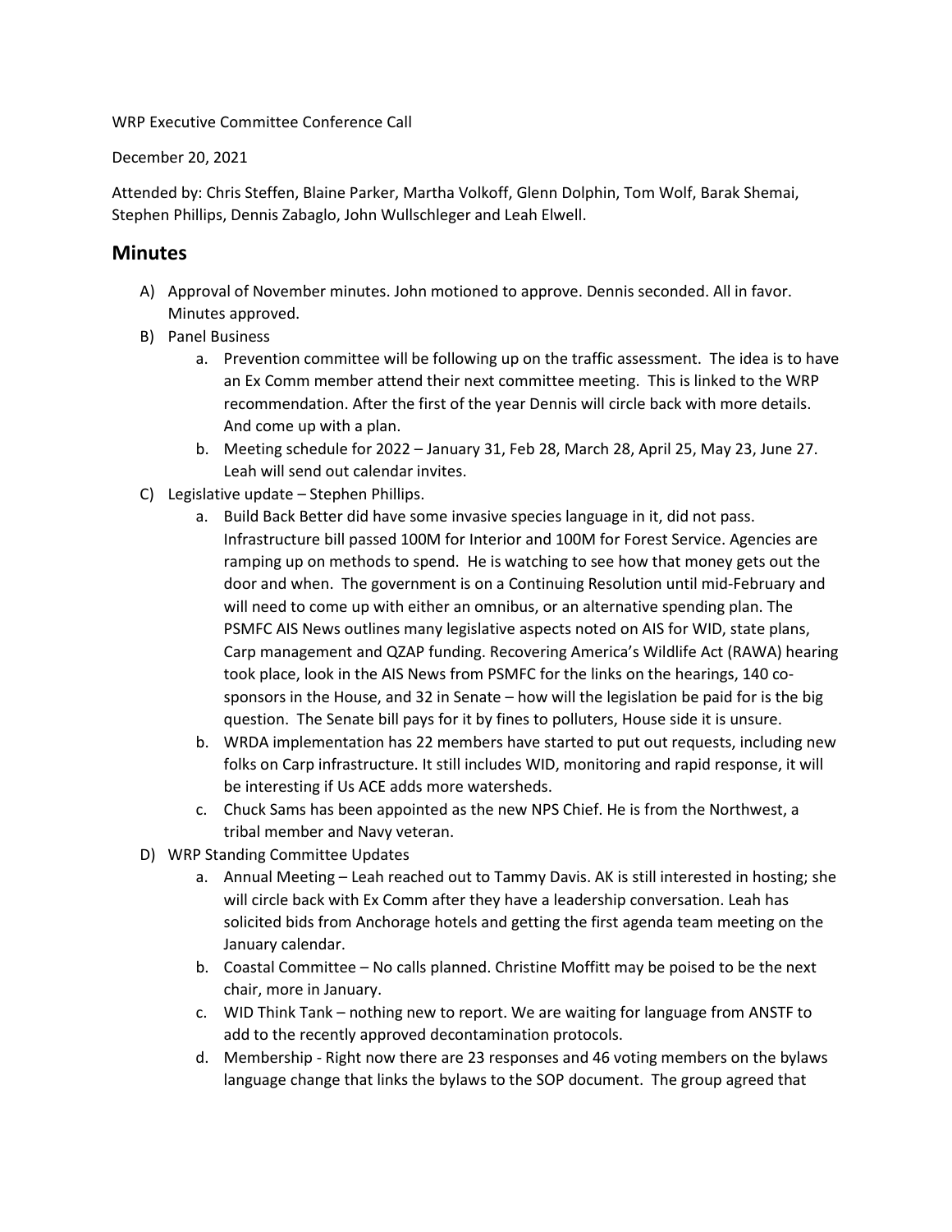WRP Executive Committee Conference Call

December 20, 2021

Attended by: Chris Steffen, Blaine Parker, Martha Volkoff, Glenn Dolphin, Tom Wolf, Barak Shemai, Stephen Phillips, Dennis Zabaglo, John Wullschleger and Leah Elwell.

## Minutes

A) Approval of November minutes. John motioned to approve. Dennis seconded. All in favor. Minutes approved.

B) Panel Business
   a. Prevention committee will be following up on the traffic assessment. The idea is to have an Ex Comm member attend their next committee meeting. This is linked to the WRP recommendation. After the first of the year Dennis will circle back with more details. And come up with a plan.
   b. Meeting schedule for 2022 – January 31, Feb 28, March 28, April 25, May 23, June 27. Leah will send out calendar invites.

C) Legislative update – Stephen Phillips.
   a. Build Back Better did have some invasive species language in it, did not pass. Infrastructure bill passed 100M for Interior and 100M for Forest Service. Agencies are ramping up on methods to spend. He is watching to see how that money gets out the door and when. The government is on a Continuing Resolution until mid-February and will need to come up with either an omnibus, or an alternative spending plan. The PSMFC AIS News outlines many legislative aspects noted on AIS for WID, state plans, Carp management and QZAP funding. Recovering America's Wildlife Act (RAWA) hearing took place, look in the AIS News from PSMFC for the links on the hearings, 140 co-sponsors in the House, and 32 in Senate – how will the legislation be paid for is the big question. The Senate bill pays for it by fines to polluters, House side it is unsure.
   b. WRDA implementation has 22 members have started to put out requests, including new folks on Carp infrastructure. It still includes WID, monitoring and rapid response, it will be interesting if Us ACE adds more watersheds.
   c. Chuck Sams has been appointed as the new NPS Chief. He is from the Northwest, a tribal member and Navy veteran.

D) WRP Standing Committee Updates
   a. Annual Meeting – Leah reached out to Tammy Davis. AK is still interested in hosting; she will circle back with Ex Comm after they have a leadership conversation. Leah has solicited bids from Anchorage hotels and getting the first agenda team meeting on the January calendar.
   b. Coastal Committee – No calls planned. Christine Moffitt may be poised to be the next chair, more in January.
   c. WID Think Tank – nothing new to report. We are waiting for language from ANSTF to add to the recently approved decontamination protocols.
   d. Membership - Right now there are 23 responses and 46 voting members on the bylaws language change that links the bylaws to the SOP document. The group agreed that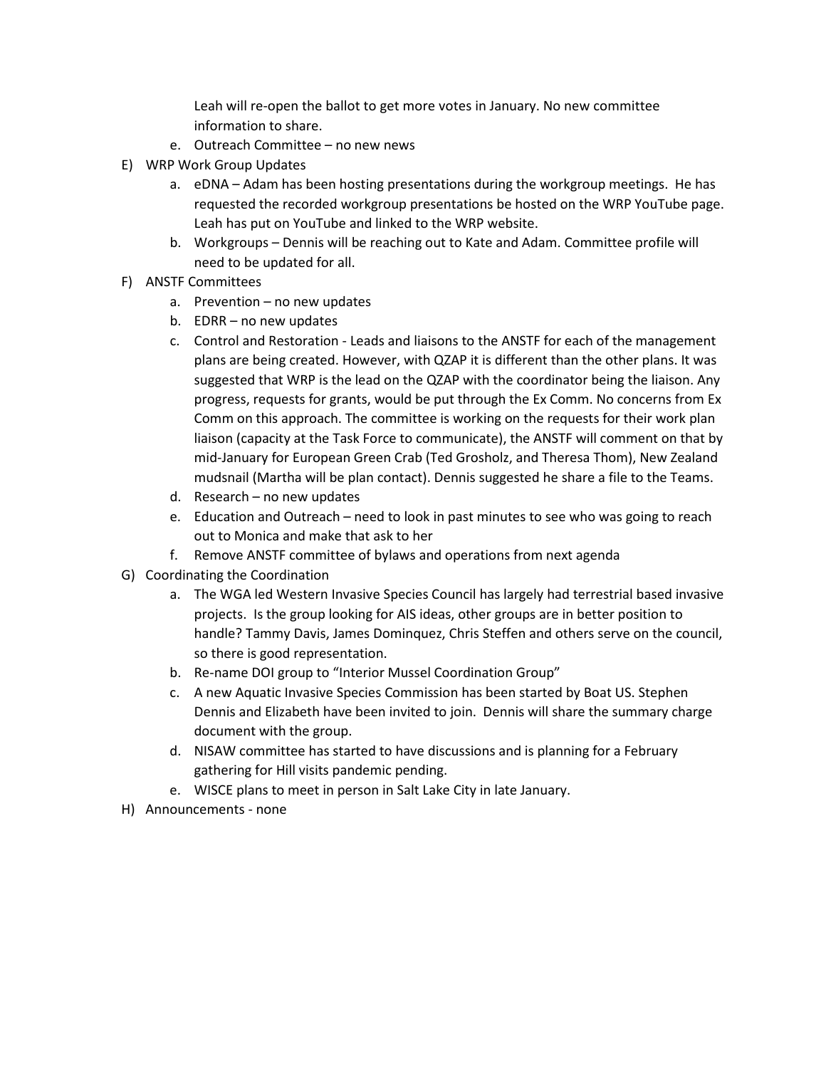Leah will re-open the ballot to get more votes in January. No new committee information to share.

e. Outreach Committee – no new news

E) WRP Work Group Updates

a. eDNA – Adam has been hosting presentations during the workgroup meetings. He has requested the recorded workgroup presentations be hosted on the WRP YouTube page. Leah has put on YouTube and linked to the WRP website.

b. Workgroups – Dennis will be reaching out to Kate and Adam. Committee profile will need to be updated for all.

F) ANSTF Committees

a. Prevention – no new updates

b. EDRR – no new updates

c. Control and Restoration - Leads and liaisons to the ANSTF for each of the management plans are being created. However, with QZAP it is different than the other plans. It was suggested that WRP is the lead on the QZAP with the coordinator being the liaison. Any progress, requests for grants, would be put through the Ex Comm. No concerns from Ex Comm on this approach. The committee is working on the requests for their work plan liaison (capacity at the Task Force to communicate), the ANSTF will comment on that by mid-January for European Green Crab (Ted Grosholz, and Theresa Thom), New Zealand mudsnail (Martha will be plan contact). Dennis suggested he share a file to the Teams.

d. Research – no new updates

e. Education and Outreach – need to look in past minutes to see who was going to reach out to Monica and make that ask to her

f. Remove ANSTF committee of bylaws and operations from next agenda

G) Coordinating the Coordination

a. The WGA led Western Invasive Species Council has largely had terrestrial based invasive projects. Is the group looking for AIS ideas, other groups are in better position to handle? Tammy Davis, James Dominquez, Chris Steffen and others serve on the council, so there is good representation.

b. Re-name DOI group to "Interior Mussel Coordination Group"

c. A new Aquatic Invasive Species Commission has been started by Boat US. Stephen Dennis and Elizabeth have been invited to join. Dennis will share the summary charge document with the group.

d. NISAW committee has started to have discussions and is planning for a February gathering for Hill visits pandemic pending.

e. WISCE plans to meet in person in Salt Lake City in late January.

H) Announcements - none